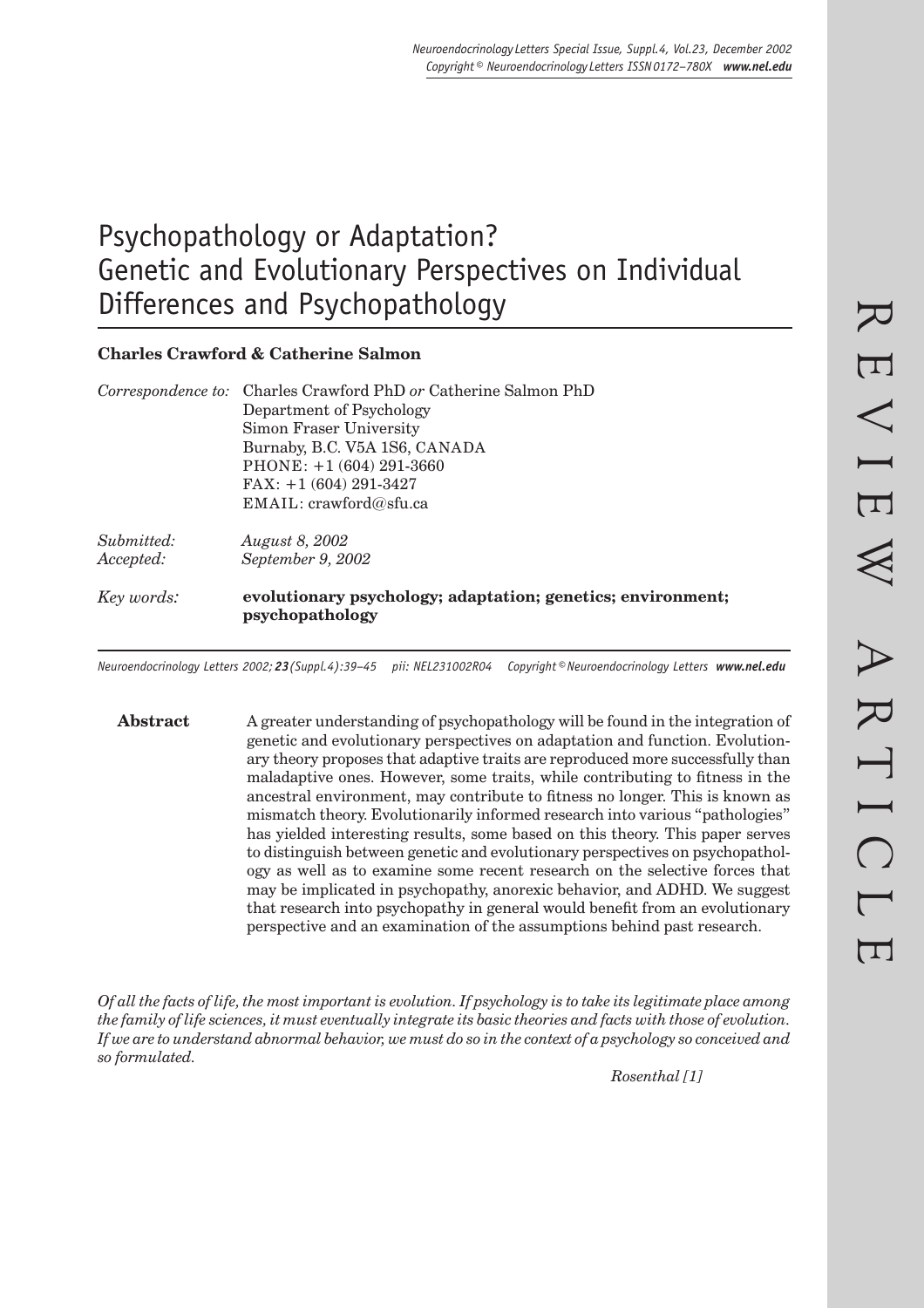# Psychopathology or Adaptation? Genetic and Evolutionary Perspectives on Individual Differences and Psychopathology

**Charles Crawford & Catherine Salmon**

*Correspondence to:* Charles Crawford PhD *or* Catherine Salmon PhD
Department of Psychology
Simon Fraser University
Burnaby, B.C. V5A 1S6, CANADA
PHONE: +1 (604) 291-3660
FAX: +1 (604) 291-3427
EMAIL: crawford@sfu.ca

*Submitted:* *August 8, 2002*
*Accepted:* *September 9, 2002*

*Key words:* **evolutionary psychology; adaptation; genetics; environment; psychopathology**

*Neuroendocrinology Letters 2002; 23 (Suppl.4):39–45 pii: NEL231002R04 Copyright © Neuroendocrinology Letters www.nel.edu*

**Abstract** A greater understanding of psychopathology will be found in the integration of genetic and evolutionary perspectives on adaptation and function. Evolutionary theory proposes that adaptive traits are reproduced more successfully than maladaptive ones. However, some traits, while contributing to fitness in the ancestral environment, may contribute to fitness no longer. This is known as mismatch theory. Evolutionarily informed research into various "pathologies" has yielded interesting results, some based on this theory. This paper serves to distinguish between genetic and evolutionary perspectives on psychopathology as well as to examine some recent research on the selective forces that may be implicated in psychopathy, anorexic behavior, and ADHD. We suggest that research into psychopathy in general would benefit from an evolutionary perspective and an examination of the assumptions behind past research.

*Of all the facts of life, the most important is evolution. If psychology is to take its legitimate place among the family of life sciences, it must eventually integrate its basic theories and facts with those of evolution. If we are to understand abnormal behavior, we must do so in the context of a psychology so conceived and so formulated.*

*Rosenthal [1]*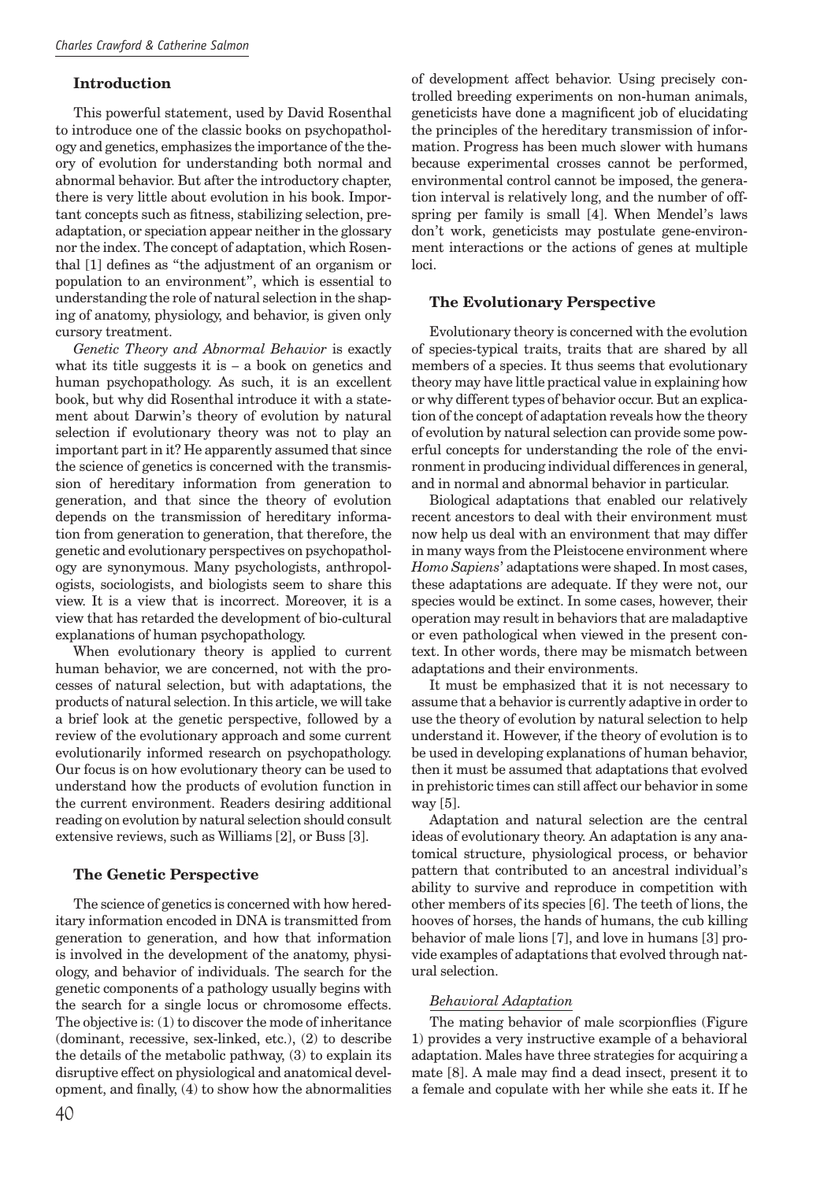## Introduction

This powerful statement, used by David Rosenthal to introduce one of the classic books on psychopathology and genetics, emphasizes the importance of the theory of evolution for understanding both normal and abnormal behavior. But after the introductory chapter, there is very little about evolution in his book. Important concepts such as fitness, stabilizing selection, preadaptation, or speciation appear neither in the glossary nor the index. The concept of adaptation, which Rosenthal [1] defines as "the adjustment of an organism or population to an environment", which is essential to understanding the role of natural selection in the shaping of anatomy, physiology, and behavior, is given only cursory treatment.

*Genetic Theory and Abnormal Behavior* is exactly what its title suggests it is – a book on genetics and human psychopathology. As such, it is an excellent book, but why did Rosenthal introduce it with a statement about Darwin's theory of evolution by natural selection if evolutionary theory was not to play an important part in it? He apparently assumed that since the science of genetics is concerned with the transmission of hereditary information from generation to generation, and that since the theory of evolution depends on the transmission of hereditary information from generation to generation, that therefore, the genetic and evolutionary perspectives on psychopathology are synonymous. Many psychologists, anthropologists, sociologists, and biologists seem to share this view. It is a view that is incorrect. Moreover, it is a view that has retarded the development of bio-cultural explanations of human psychopathology.

When evolutionary theory is applied to current human behavior, we are concerned, not with the processes of natural selection, but with adaptations, the products of natural selection. In this article, we will take a brief look at the genetic perspective, followed by a review of the evolutionary approach and some current evolutionarily informed research on psychopathology. Our focus is on how evolutionary theory can be used to understand how the products of evolution function in the current environment. Readers desiring additional reading on evolution by natural selection should consult extensive reviews, such as Williams [2], or Buss [3].

## The Genetic Perspective

The science of genetics is concerned with how hereditary information encoded in DNA is transmitted from generation to generation, and how that information is involved in the development of the anatomy, physiology, and behavior of individuals. The search for the genetic components of a pathology usually begins with the search for a single locus or chromosome effects. The objective is: (1) to discover the mode of inheritance (dominant, recessive, sex-linked, etc.), (2) to describe the details of the metabolic pathway, (3) to explain its disruptive effect on physiological and anatomical development, and finally, (4) to show how the abnormalities of development affect behavior. Using precisely controlled breeding experiments on non-human animals, geneticists have done a magnificent job of elucidating the principles of the hereditary transmission of information. Progress has been much slower with humans because experimental crosses cannot be performed, environmental control cannot be imposed, the generation interval is relatively long, and the number of offspring per family is small [4]. When Mendel's laws don't work, geneticists may postulate gene-environment interactions or the actions of genes at multiple loci.

## The Evolutionary Perspective

Evolutionary theory is concerned with the evolution of species-typical traits, traits that are shared by all members of a species. It thus seems that evolutionary theory may have little practical value in explaining how or why different types of behavior occur. But an explication of the concept of adaptation reveals how the theory of evolution by natural selection can provide some powerful concepts for understanding the role of the environment in producing individual differences in general, and in normal and abnormal behavior in particular.

Biological adaptations that enabled our relatively recent ancestors to deal with their environment must now help us deal with an environment that may differ in many ways from the Pleistocene environment where *Homo Sapiens*' adaptations were shaped. In most cases, these adaptations are adequate. If they were not, our species would be extinct. In some cases, however, their operation may result in behaviors that are maladaptive or even pathological when viewed in the present context. In other words, there may be mismatch between adaptations and their environments.

It must be emphasized that it is not necessary to assume that a behavior is currently adaptive in order to use the theory of evolution by natural selection to help understand it. However, if the theory of evolution is to be used in developing explanations of human behavior, then it must be assumed that adaptations that evolved in prehistoric times can still affect our behavior in some way [5].

Adaptation and natural selection are the central ideas of evolutionary theory. An adaptation is any anatomical structure, physiological process, or behavior pattern that contributed to an ancestral individual's ability to survive and reproduce in competition with other members of its species [6]. The teeth of lions, the hooves of horses, the hands of humans, the cub killing behavior of male lions [7], and love in humans [3] provide examples of adaptations that evolved through natural selection.

### Behavioral Adaptation

The mating behavior of male scorpionflies (Figure 1) provides a very instructive example of a behavioral adaptation. Males have three strategies for acquiring a mate [8]. A male may find a dead insect, present it to a female and copulate with her while she eats it. If he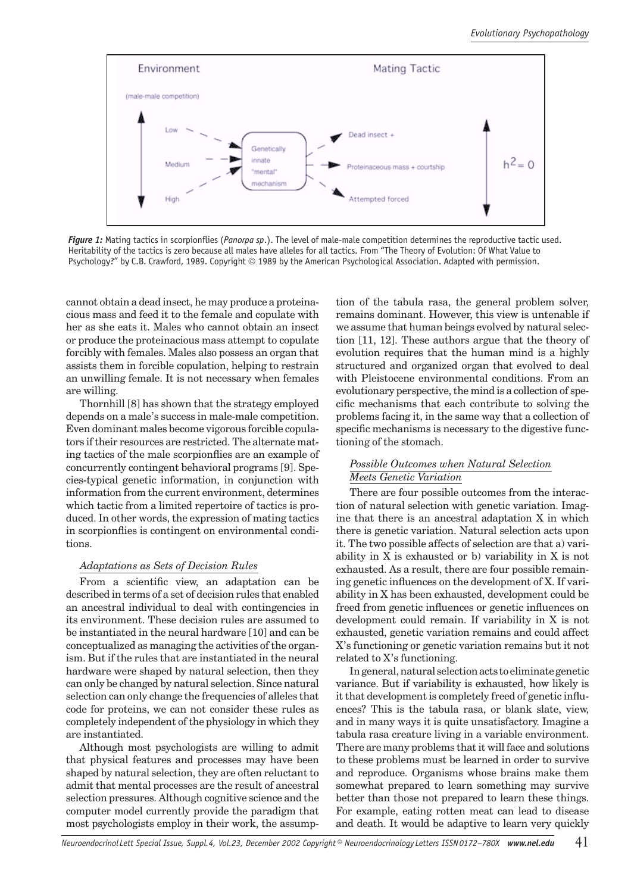*Figure 1:* Mating tactics in scorpionflies (*Panorpa sp*.). The level of male-male competition determines the reproductive tactic used. Heritability of the tactics is zero because all males have alleles for all tactics. From "The Theory of Evolution: Of What Value to Psychology?" by C.B. Crawford, 1989. Copyright © 1989 by the American Psychological Association. Adapted with permission.

cannot obtain a dead insect, he may produce a proteinacious mass and feed it to the female and copulate with her as she eats it. Males who cannot obtain an insect or produce the proteinacious mass attempt to copulate forcibly with females. Males also possess an organ that assists them in forcible copulation, helping to restrain an unwilling female. It is not necessary when females are willing.

Thornhill [8] has shown that the strategy employed depends on a male's success in male-male competition. Even dominant males become vigorous forcible copulators if their resources are restricted. The alternate mating tactics of the male scorpionflies are an example of concurrently contingent behavioral programs [9]. Species-typical genetic information, in conjunction with information from the current environment, determines which tactic from a limited repertoire of tactics is produced. In other words, the expression of mating tactics in scorpionflies is contingent on environmental conditions.

### *Adaptations as Sets of Decision Rules*

From a scientific view, an adaptation can be described in terms of a set of decision rules that enabled an ancestral individual to deal with contingencies in its environment. These decision rules are assumed to be instantiated in the neural hardware [10] and can be conceptualized as managing the activities of the organism. But if the rules that are instantiated in the neural hardware were shaped by natural selection, then they can only be changed by natural selection. Since natural selection can only change the frequencies of alleles that code for proteins, we can not consider these rules as completely independent of the physiology in which they are instantiated.

Although most psychologists are willing to admit that physical features and processes may have been shaped by natural selection, they are often reluctant to admit that mental processes are the result of ancestral selection pressures. Although cognitive science and the computer model currently provide the paradigm that most psychologists employ in their work, the assumption of the tabula rasa, the general problem solver, remains dominant. However, this view is untenable if we assume that human beings evolved by natural selection [11, 12]. These authors argue that the theory of evolution requires that the human mind is a highly structured and organized organ that evolved to deal with Pleistocene environmental conditions. From an evolutionary perspective, the mind is a collection of specific mechanisms that each contribute to solving the problems facing it, in the same way that a collection of specific mechanisms is necessary to the digestive functioning of the stomach.

### *Possible Outcomes when Natural Selection Meets Genetic Variation*

There are four possible outcomes from the interaction of natural selection with genetic variation. Imagine that there is an ancestral adaptation X in which there is genetic variation. Natural selection acts upon it. The two possible affects of selection are that a) variability in X is exhausted or b) variability in X is not exhausted. As a result, there are four possible remaining genetic influences on the development of X. If variability in X has been exhausted, development could be freed from genetic influences or genetic influences on development could remain. If variability in X is not exhausted, genetic variation remains and could affect X's functioning or genetic variation remains but it not related to X's functioning.

In general, natural selection acts to eliminate genetic variance. But if variability is exhausted, how likely is it that development is completely freed of genetic influences? This is the tabula rasa, or blank slate, view, and in many ways it is quite unsatisfactory. Imagine a tabula rasa creature living in a variable environment. There are many problems that it will face and solutions to these problems must be learned in order to survive and reproduce. Organisms whose brains make them somewhat prepared to learn something may survive better than those not prepared to learn these things. For example, eating rotten meat can lead to disease and death. It would be adaptive to learn very quickly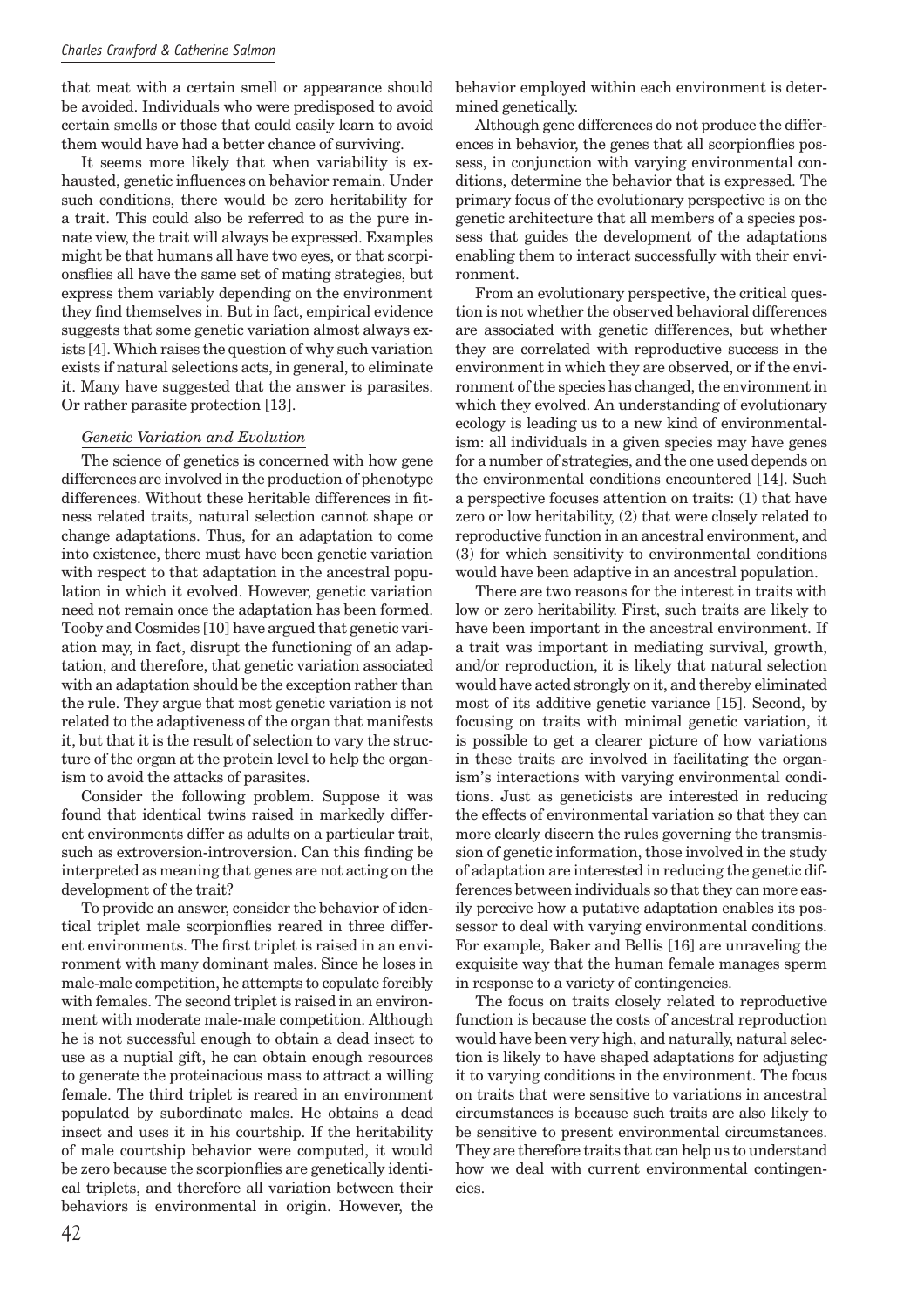that meat with a certain smell or appearance should be avoided. Individuals who were predisposed to avoid certain smells or those that could easily learn to avoid them would have had a better chance of surviving.

It seems more likely that when variability is exhausted, genetic influences on behavior remain. Under such conditions, there would be zero heritability for a trait. This could also be referred to as the pure innate view, the trait will always be expressed. Examples might be that humans all have two eyes, or that scorpionsflies all have the same set of mating strategies, but express them variably depending on the environment they find themselves in. But in fact, empirical evidence suggests that some genetic variation almost always exists [4]. Which raises the question of why such variation exists if natural selections acts, in general, to eliminate it. Many have suggested that the answer is parasites. Or rather parasite protection [13].

### *Genetic Variation and Evolution*

The science of genetics is concerned with how gene differences are involved in the production of phenotype differences. Without these heritable differences in fitness related traits, natural selection cannot shape or change adaptations. Thus, for an adaptation to come into existence, there must have been genetic variation with respect to that adaptation in the ancestral population in which it evolved. However, genetic variation need not remain once the adaptation has been formed. Tooby and Cosmides [10] have argued that genetic variation may, in fact, disrupt the functioning of an adaptation, and therefore, that genetic variation associated with an adaptation should be the exception rather than the rule. They argue that most genetic variation is not related to the adaptiveness of the organ that manifests it, but that it is the result of selection to vary the structure of the organ at the protein level to help the organism to avoid the attacks of parasites.

Consider the following problem. Suppose it was found that identical twins raised in markedly different environments differ as adults on a particular trait, such as extroversion-introversion. Can this finding be interpreted as meaning that genes are not acting on the development of the trait?

To provide an answer, consider the behavior of identical triplet male scorpionflies reared in three different environments. The first triplet is raised in an environment with many dominant males. Since he loses in male-male competition, he attempts to copulate forcibly with females. The second triplet is raised in an environment with moderate male-male competition. Although he is not successful enough to obtain a dead insect to use as a nuptial gift, he can obtain enough resources to generate the proteinacious mass to attract a willing female. The third triplet is reared in an environment populated by subordinate males. He obtains a dead insect and uses it in his courtship. If the heritability of male courtship behavior were computed, it would be zero because the scorpionflies are genetically identical triplets, and therefore all variation between their behaviors is environmental in origin. However, the behavior employed within each environment is determined genetically.

Although gene differences do not produce the differences in behavior, the genes that all scorpionflies possess, in conjunction with varying environmental conditions, determine the behavior that is expressed. The primary focus of the evolutionary perspective is on the genetic architecture that all members of a species possess that guides the development of the adaptations enabling them to interact successfully with their environment.

From an evolutionary perspective, the critical question is not whether the observed behavioral differences are associated with genetic differences, but whether they are correlated with reproductive success in the environment in which they are observed, or if the environment of the species has changed, the environment in which they evolved. An understanding of evolutionary ecology is leading us to a new kind of environmentalism: all individuals in a given species may have genes for a number of strategies, and the one used depends on the environmental conditions encountered [14]. Such a perspective focuses attention on traits: (1) that have zero or low heritability, (2) that were closely related to reproductive function in an ancestral environment, and (3) for which sensitivity to environmental conditions would have been adaptive in an ancestral population.

There are two reasons for the interest in traits with low or zero heritability. First, such traits are likely to have been important in the ancestral environment. If a trait was important in mediating survival, growth, and/or reproduction, it is likely that natural selection would have acted strongly on it, and thereby eliminated most of its additive genetic variance [15]. Second, by focusing on traits with minimal genetic variation, it is possible to get a clearer picture of how variations in these traits are involved in facilitating the organism's interactions with varying environmental conditions. Just as geneticists are interested in reducing the effects of environmental variation so that they can more clearly discern the rules governing the transmission of genetic information, those involved in the study of adaptation are interested in reducing the genetic differences between individuals so that they can more easily perceive how a putative adaptation enables its possessor to deal with varying environmental conditions. For example, Baker and Bellis [16] are unraveling the exquisite way that the human female manages sperm in response to a variety of contingencies.

The focus on traits closely related to reproductive function is because the costs of ancestral reproduction would have been very high, and naturally, natural selection is likely to have shaped adaptations for adjusting it to varying conditions in the environment. The focus on traits that were sensitive to variations in ancestral circumstances is because such traits are also likely to be sensitive to present environmental circumstances. They are therefore traits that can help us to understand how we deal with current environmental contingencies.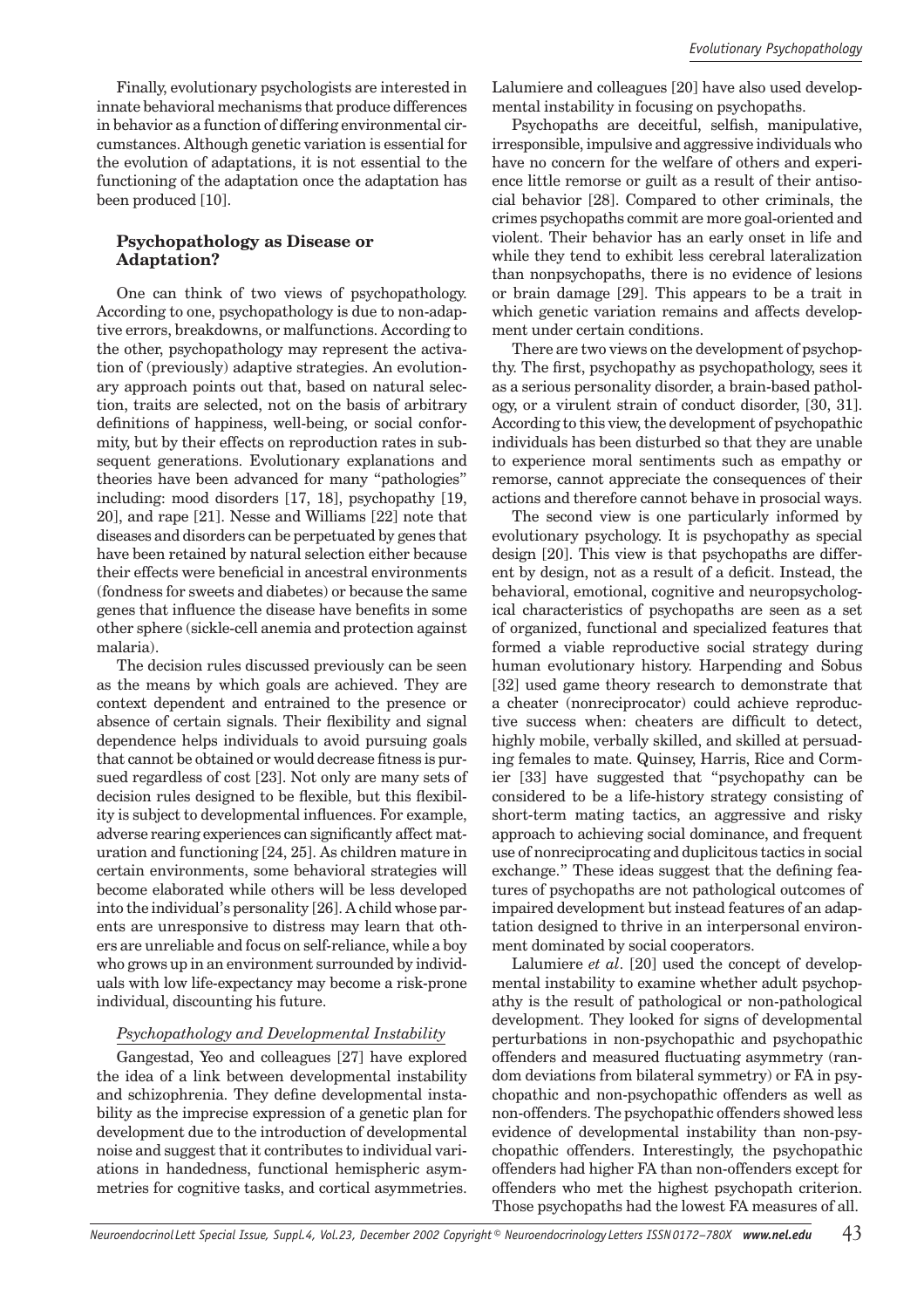Finally, evolutionary psychologists are interested in innate behavioral mechanisms that produce differences in behavior as a function of differing environmental circumstances. Although genetic variation is essential for the evolution of adaptations, it is not essential to the functioning of the adaptation once the adaptation has been produced [10].

## Psychopathology as Disease or Adaptation?

One can think of two views of psychopathology. According to one, psychopathology is due to non-adaptive errors, breakdowns, or malfunctions. According to the other, psychopathology may represent the activation of (previously) adaptive strategies. An evolutionary approach points out that, based on natural selection, traits are selected, not on the basis of arbitrary definitions of happiness, well-being, or social conformity, but by their effects on reproduction rates in subsequent generations. Evolutionary explanations and theories have been advanced for many "pathologies" including: mood disorders [17, 18], psychopathy [19, 20], and rape [21]. Nesse and Williams [22] note that diseases and disorders can be perpetuated by genes that have been retained by natural selection either because their effects were beneficial in ancestral environments (fondness for sweets and diabetes) or because the same genes that influence the disease have benefits in some other sphere (sickle-cell anemia and protection against malaria).

The decision rules discussed previously can be seen as the means by which goals are achieved. They are context dependent and entrained to the presence or absence of certain signals. Their flexibility and signal dependence helps individuals to avoid pursuing goals that cannot be obtained or would decrease fitness is pursued regardless of cost [23]. Not only are many sets of decision rules designed to be flexible, but this flexibility is subject to developmental influences. For example, adverse rearing experiences can significantly affect maturation and functioning [24, 25]. As children mature in certain environments, some behavioral strategies will become elaborated while others will be less developed into the individual's personality [26]. A child whose parents are unresponsive to distress may learn that others are unreliable and focus on self-reliance, while a boy who grows up in an environment surrounded by individuals with low life-expectancy may become a risk-prone individual, discounting his future.

### *Psychopathology and Developmental Instability*

Gangestad, Yeo and colleagues [27] have explored the idea of a link between developmental instability and schizophrenia. They define developmental instability as the imprecise expression of a genetic plan for development due to the introduction of developmental noise and suggest that it contributes to individual variations in handedness, functional hemispheric asymmetries for cognitive tasks, and cortical asymmetries. Lalumiere and colleagues [20] have also used developmental instability in focusing on psychopaths.

Psychopaths are deceitful, selfish, manipulative, irresponsible, impulsive and aggressive individuals who have no concern for the welfare of others and experience little remorse or guilt as a result of their antisocial behavior [28]. Compared to other criminals, the crimes psychopaths commit are more goal-oriented and violent. Their behavior has an early onset in life and while they tend to exhibit less cerebral lateralization than nonpsychopaths, there is no evidence of lesions or brain damage [29]. This appears to be a trait in which genetic variation remains and affects development under certain conditions.

There are two views on the development of psychopathy. The first, psychopathy as psychopathology, sees it as a serious personality disorder, a brain-based pathology, or a virulent strain of conduct disorder, [30, 31]. According to this view, the development of psychopathic individuals has been disturbed so that they are unable to experience moral sentiments such as empathy or remorse, cannot appreciate the consequences of their actions and therefore cannot behave in prosocial ways.

The second view is one particularly informed by evolutionary psychology. It is psychopathy as special design [20]. This view is that psychopaths are different by design, not as a result of a deficit. Instead, the behavioral, emotional, cognitive and neuropsychological characteristics of psychopaths are seen as a set of organized, functional and specialized features that formed a viable reproductive social strategy during human evolutionary history. Harpending and Sobus [32] used game theory research to demonstrate that a cheater (nonreciprocator) could achieve reproductive success when: cheaters are difficult to detect, highly mobile, verbally skilled, and skilled at persuading females to mate. Quinsey, Harris, Rice and Cormier [33] have suggested that "psychopathy can be considered to be a life-history strategy consisting of short-term mating tactics, an aggressive and risky approach to achieving social dominance, and frequent use of nonreciprocating and duplicitous tactics in social exchange." These ideas suggest that the defining features of psychopaths are not pathological outcomes of impaired development but instead features of an adaptation designed to thrive in an interpersonal environment dominated by social cooperators.

Lalumiere *et al*. [20] used the concept of developmental instability to examine whether adult psychopathy is the result of pathological or non-pathological development. They looked for signs of developmental perturbations in non-psychopathic and psychopathic offenders and measured fluctuating asymmetry (random deviations from bilateral symmetry) or FA in psychopathic and non-psychopathic offenders as well as non-offenders. The psychopathic offenders showed less evidence of developmental instability than non-psychopathic offenders. Interestingly, the psychopathic offenders had higher FA than non-offenders except for offenders who met the highest psychopath criterion. Those psychopaths had the lowest FA measures of all.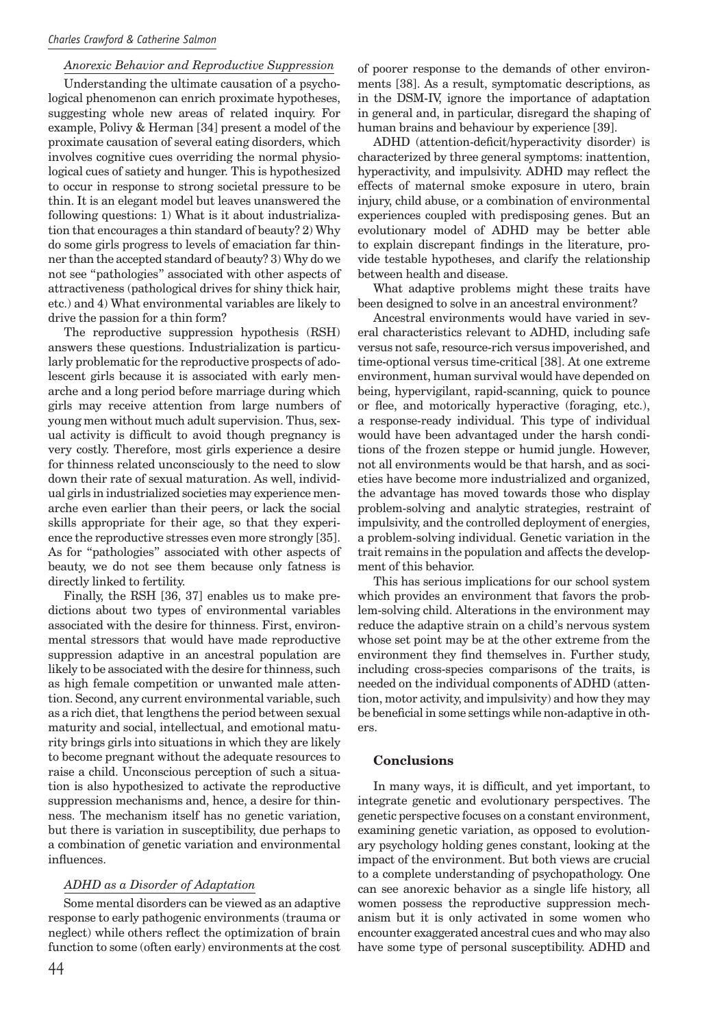### *Anorexic Behavior and Reproductive Suppression*

Understanding the ultimate causation of a psychological phenomenon can enrich proximate hypotheses, suggesting whole new areas of related inquiry. For example, Polivy & Herman [34] present a model of the proximate causation of several eating disorders, which involves cognitive cues overriding the normal physiological cues of satiety and hunger. This is hypothesized to occur in response to strong societal pressure to be thin. It is an elegant model but leaves unanswered the following questions: 1) What is it about industrialization that encourages a thin standard of beauty? 2) Why do some girls progress to levels of emaciation far thinner than the accepted standard of beauty? 3) Why do we not see "pathologies" associated with other aspects of attractiveness (pathological drives for shiny thick hair, etc.) and 4) What environmental variables are likely to drive the passion for a thin form?

The reproductive suppression hypothesis (RSH) answers these questions. Industrialization is particularly problematic for the reproductive prospects of adolescent girls because it is associated with early menarche and a long period before marriage during which girls may receive attention from large numbers of young men without much adult supervision. Thus, sexual activity is difficult to avoid though pregnancy is very costly. Therefore, most girls experience a desire for thinness related unconsciously to the need to slow down their rate of sexual maturation. As well, individual girls in industrialized societies may experience menarche even earlier than their peers, or lack the social skills appropriate for their age, so that they experience the reproductive stresses even more strongly [35]. As for "pathologies" associated with other aspects of beauty, we do not see them because only fatness is directly linked to fertility.

Finally, the RSH [36, 37] enables us to make predictions about two types of environmental variables associated with the desire for thinness. First, environmental stressors that would have made reproductive suppression adaptive in an ancestral population are likely to be associated with the desire for thinness, such as high female competition or unwanted male attention. Second, any current environmental variable, such as a rich diet, that lengthens the period between sexual maturity and social, intellectual, and emotional maturity brings girls into situations in which they are likely to become pregnant without the adequate resources to raise a child. Unconscious perception of such a situation is also hypothesized to activate the reproductive suppression mechanisms and, hence, a desire for thinness. The mechanism itself has no genetic variation, but there is variation in susceptibility, due perhaps to a combination of genetic variation and environmental influences.

### *ADHD as a Disorder of Adaptation*

Some mental disorders can be viewed as an adaptive response to early pathogenic environments (trauma or neglect) while others reflect the optimization of brain function to some (often early) environments at the cost of poorer response to the demands of other environments [38]. As a result, symptomatic descriptions, as in the DSM-IV, ignore the importance of adaptation in general and, in particular, disregard the shaping of human brains and behaviour by experience [39].

ADHD (attention-deficit/hyperactivity disorder) is characterized by three general symptoms: inattention, hyperactivity, and impulsivity. ADHD may reflect the effects of maternal smoke exposure in utero, brain injury, child abuse, or a combination of environmental experiences coupled with predisposing genes. But an evolutionary model of ADHD may be better able to explain discrepant findings in the literature, provide testable hypotheses, and clarify the relationship between health and disease.

What adaptive problems might these traits have been designed to solve in an ancestral environment?

Ancestral environments would have varied in several characteristics relevant to ADHD, including safe versus not safe, resource-rich versus impoverished, and time-optional versus time-critical [38]. At one extreme environment, human survival would have depended on being, hypervigilant, rapid-scanning, quick to pounce or flee, and motorically hyperactive (foraging, etc.), a response-ready individual. This type of individual would have been advantaged under the harsh conditions of the frozen steppe or humid jungle. However, not all environments would be that harsh, and as societies have become more industrialized and organized, the advantage has moved towards those who display problem-solving and analytic strategies, restraint of impulsivity, and the controlled deployment of energies, a problem-solving individual. Genetic variation in the trait remains in the population and affects the development of this behavior.

This has serious implications for our school system which provides an environment that favors the problem-solving child. Alterations in the environment may reduce the adaptive strain on a child's nervous system whose set point may be at the other extreme from the environment they find themselves in. Further study, including cross-species comparisons of the traits, is needed on the individual components of ADHD (attention, motor activity, and impulsivity) and how they may be beneficial in some settings while non-adaptive in others.

## Conclusions

In many ways, it is difficult, and yet important, to integrate genetic and evolutionary perspectives. The genetic perspective focuses on a constant environment, examining genetic variation, as opposed to evolutionary psychology holding genes constant, looking at the impact of the environment. But both views are crucial to a complete understanding of psychopathology. One can see anorexic behavior as a single life history, all women possess the reproductive suppression mechanism but it is only activated in some women who encounter exaggerated ancestral cues and who may also have some type of personal susceptibility. ADHD and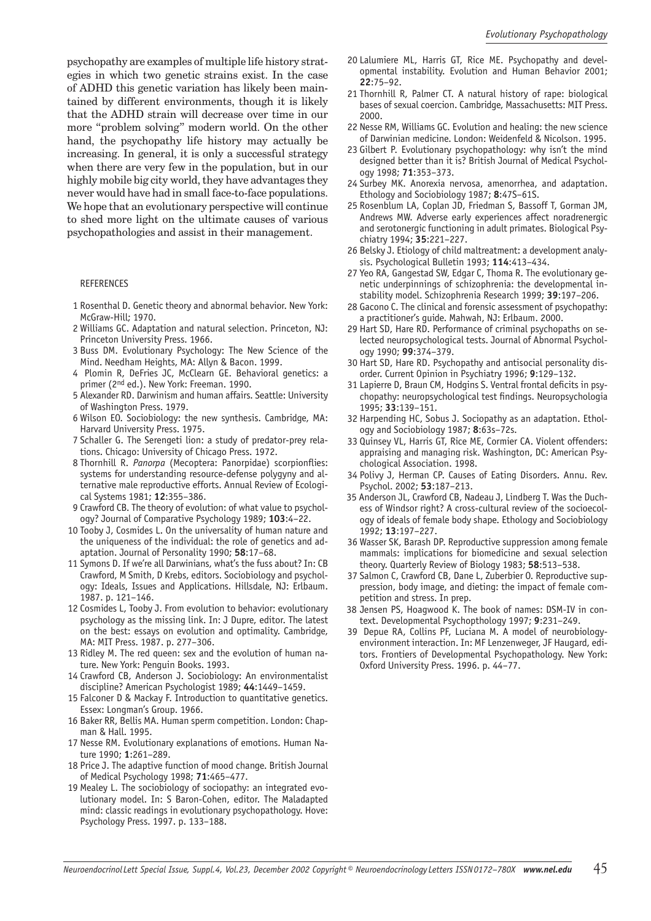psychopathy are examples of multiple life history strategies in which two genetic strains exist. In the case of ADHD this genetic variation has likely been maintained by different environments, though it is likely that the ADHD strain will decrease over time in our more "problem solving" modern world. On the other hand, the psychopathy life history may actually be increasing. In general, it is only a successful strategy when there are very few in the population, but in our highly mobile big city world, they have advantages they never would have had in small face-to-face populations. We hope that an evolutionary perspective will continue to shed more light on the ultimate causes of various psychopathologies and assist in their management.

## REFERENCES

1 Rosenthal D. Genetic theory and abnormal behavior. New York: McGraw-Hill; 1970.

2 Williams GC. Adaptation and natural selection. Princeton, NJ: Princeton University Press. 1966.

3 Buss DM. Evolutionary Psychology: The New Science of the Mind. Needham Heights, MA: Allyn & Bacon. 1999.

4 Plomin R, DeFries JC, McClearn GE. Behavioral genetics: a primer (2nd ed.). New York: Freeman. 1990.

5 Alexander RD. Darwinism and human affairs. Seattle: University of Washington Press. 1979.

6 Wilson EO. Sociobiology: the new synthesis. Cambridge, MA: Harvard University Press. 1975.

7 Schaller G. The Serengeti lion: a study of predator-prey relations. Chicago: University of Chicago Press. 1972.

8 Thornhill R. *Panorpa* (Mecoptera: Panorpidae) scorpionflies: systems for understanding resource-defense polygyny and alternative male reproductive efforts. Annual Review of Ecological Systems 1981; **12**:355–386.

9 Crawford CB. The theory of evolution: of what value to psychology? Journal of Comparative Psychology 1989; **103**:4–22.

10 Tooby J, Cosmides L. On the universality of human nature and the uniqueness of the individual: the role of genetics and adaptation. Journal of Personality 1990; **58**:17–68.

11 Symons D. If we're all Darwinians, what's the fuss about? In: CB Crawford, M Smith, D Krebs, editors. Sociobiology and psychology: Ideals, Issues and Applications. Hillsdale, NJ: Erlbaum. 1987. p. 121–146.

12 Cosmides L, Tooby J. From evolution to behavior: evolutionary psychology as the missing link. In: J Dupre, editor. The latest on the best: essays on evolution and optimality. Cambridge, MA: MIT Press. 1987. p. 277–306.

13 Ridley M. The red queen: sex and the evolution of human nature. New York: Penguin Books. 1993.

14 Crawford CB, Anderson J. Sociobiology: An environmentalist discipline? American Psychologist 1989; **44**:1449–1459.

15 Falconer D & Mackay F. Introduction to quantitative genetics. Essex: Longman's Group. 1966.

16 Baker RR, Bellis MA. Human sperm competition. London: Chapman & Hall. 1995.

17 Nesse RM. Evolutionary explanations of emotions. Human Nature 1990; **1**:261–289.

18 Price J. The adaptive function of mood change. British Journal of Medical Psychology 1998; **71**:465–477.

19 Mealey L. The sociobiology of sociopathy: an integrated evolutionary model. In: S Baron-Cohen, editor. The Maladapted mind: classic readings in evolutionary psychopathology. Hove: Psychology Press. 1997. p. 133–188.

20 Lalumiere ML, Harris GT, Rice ME. Psychopathy and developmental instability. Evolution and Human Behavior 2001; **22**:75–92.

21 Thornhill R, Palmer CT. A natural history of rape: biological bases of sexual coercion. Cambridge, Massachusetts: MIT Press. 2000.

22 Nesse RM, Williams GC. Evolution and healing: the new science of Darwinian medicine. London: Weidenfeld & Nicolson. 1995.

23 Gilbert P. Evolutionary psychopathology: why isn't the mind designed better than it is? British Journal of Medical Psychology 1998; **71**:353–373.

24 Surbey MK. Anorexia nervosa, amenorrhea, and adaptation. Ethology and Sociobiology 1987; **8**:47S–61S.

25 Rosenblum LA, Coplan JD, Friedman S, Bassoff T, Gorman JM, Andrews MW. Adverse early experiences affect noradrenergic and serotonergic functioning in adult primates. Biological Psychiatry 1994; **35**:221–227.

26 Belsky J. Etiology of child maltreatment: a development analysis. Psychological Bulletin 1993; **114**:413–434.

27 Yeo RA, Gangestad SW, Edgar C, Thoma R. The evolutionary genetic underpinnings of schizophrenia: the developmental instability model. Schizophrenia Research 1999; **39**:197–206.

28 Gacono C. The clinical and forensic assessment of psychopathy: a practitioner's guide. Mahwah, NJ: Erlbaum. 2000.

29 Hart SD, Hare RD. Performance of criminal psychopaths on selected neuropsychological tests. Journal of Abnormal Psychology 1990; **99**:374–379.

30 Hart SD, Hare RD. Psychopathy and antisocial personality disorder. Current Opinion in Psychiatry 1996; **9**:129–132.

31 Lapierre D, Braun CM, Hodgins S. Ventral frontal deficits in psychopathy: neuropsychological test findings. Neuropsychologia 1995; **33**:139–151.

32 Harpending HC, Sobus J. Sociopathy as an adaptation. Ethology and Sociobiology 1987; **8**:63s–72s.

33 Quinsey VL, Harris GT, Rice ME, Cormier CA. Violent offenders: appraising and managing risk. Washington, DC: American Psychological Association. 1998.

34 Polivy J, Herman CP. Causes of Eating Disorders. Annu. Rev. Psychol. 2002; **53**:187–213.

35 Anderson JL, Crawford CB, Nadeau J, Lindberg T. Was the Duchess of Windsor right? A cross-cultural review of the socioecology of ideals of female body shape. Ethology and Sociobiology 1992; **13**:197–227.

36 Wasser SK, Barash DP. Reproductive suppression among female mammals: implications for biomedicine and sexual selection theory. Quarterly Review of Biology 1983; **58**:513–538.

37 Salmon C, Crawford CB, Dane L, Zuberbier O. Reproductive suppression, body image, and dieting: the impact of female competition and stress. In prep.

38 Jensen PS, Hoagwood K. The book of names: DSM-IV in context. Developmental Psychopthology 1997; **9**:231–249.

39 Depue RA, Collins PF, Luciana M. A model of neurobiology-environment interaction. In: MF Lenzenweger, JF Haugard, editors. Frontiers of Developmental Psychopathology. New York: Oxford University Press. 1996. p. 44–77.